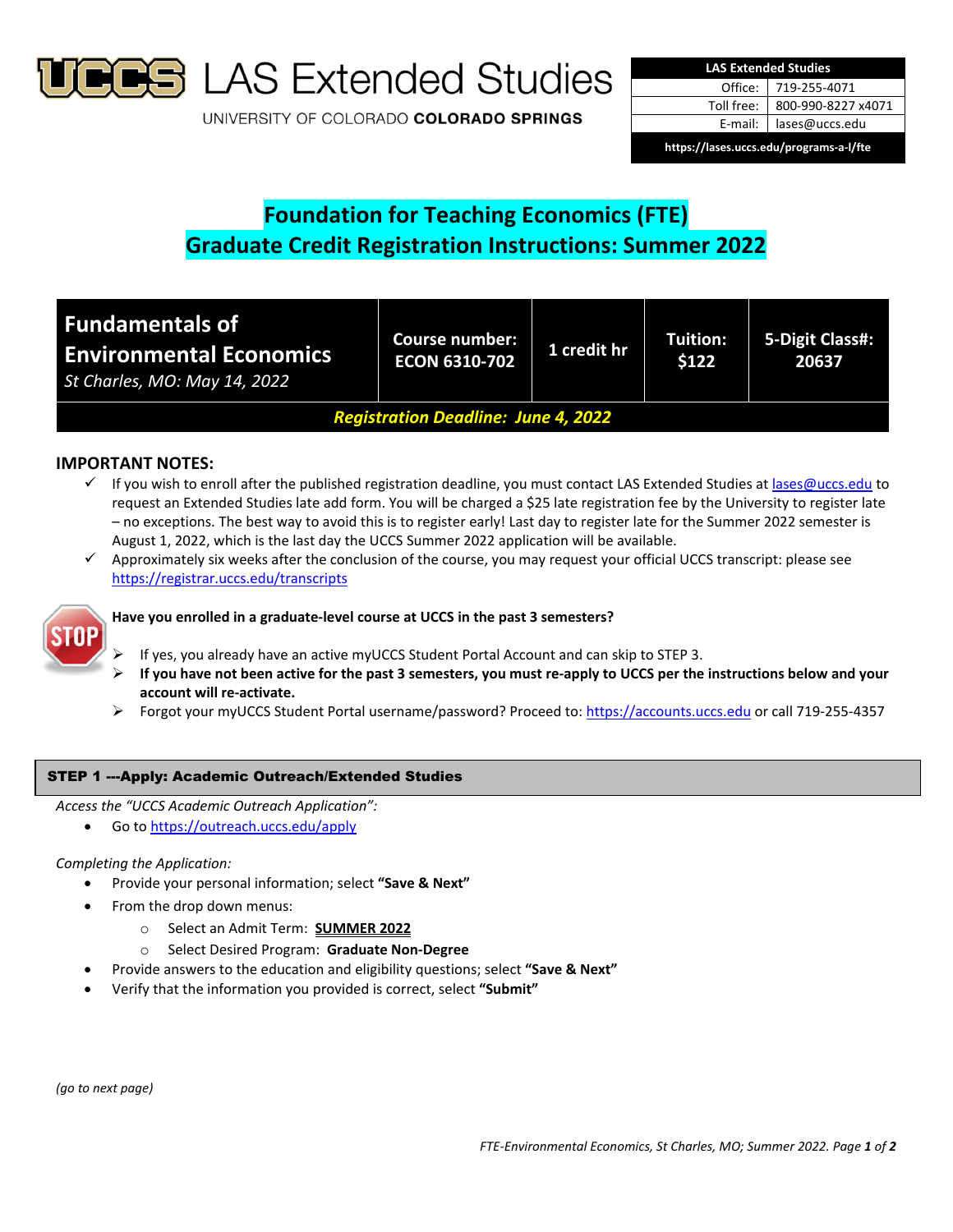# LAS Extended Studies

UNIVERSITY OF COLORADO **COLORADO SPRINGS**

| LAS Extended Studies | |
|---|---|
| Office: | 719-255-4071 |
| Toll free: | 800-990-8227 x4071 |
| E-mail: | lases@uccs.edu |
| https://lases.uccs.edu/programs-a-l/fte | |

# Foundation for Teaching Economics (FTE)
# Graduate Credit Registration Instructions: Summer 2022

| **Fundamentals of Environmental Economics** *St Charles, MO: May 14, 2022* | **Course number: ECON 6310-702** | **1 credit hr** | **Tuition: $122** | **5-Digit Class#: 20637** |
|---|---|---|---|---|
| ***Registration Deadline: June 4, 2022*** | | | | |

## IMPORTANT NOTES:

- ✓ If you wish to enroll after the published registration deadline, you must contact LAS Extended Studies at lases@uccs.edu to request an Extended Studies late add form. You will be charged a $25 late registration fee by the University to register late – no exceptions. The best way to avoid this is to register early! Last day to register late for the Summer 2022 semester is August 1, 2022, which is the last day the UCCS Summer 2022 application will be available.
- ✓ Approximately six weeks after the conclusion of the course, you may request your official UCCS transcript: please see https://registrar.uccs.edu/transcripts

STOP

**Have you enrolled in a graduate-level course at UCCS in the past 3 semesters?**

- If yes, you already have an active myUCCS Student Portal Account and can skip to STEP 3.
- **If you have not been active for the past 3 semesters, you must re-apply to UCCS per the instructions below and your account will re-activate.**
- Forgot your myUCCS Student Portal username/password? Proceed to: https://accounts.uccs.edu or call 719-255-4357

## STEP 1 ---Apply: Academic Outreach/Extended Studies

*Access the "UCCS Academic Outreach Application":*

- Go to https://outreach.uccs.edu/apply

*Completing the Application:*

- Provide your personal information; select **"Save & Next"**
- From the drop down menus:
  - Select an Admit Term: **SUMMER 2022**
  - Select Desired Program: **Graduate Non-Degree**
- Provide answers to the education and eligibility questions; select **"Save & Next"**
- Verify that the information you provided is correct, select **"Submit"**

*(go to next page)*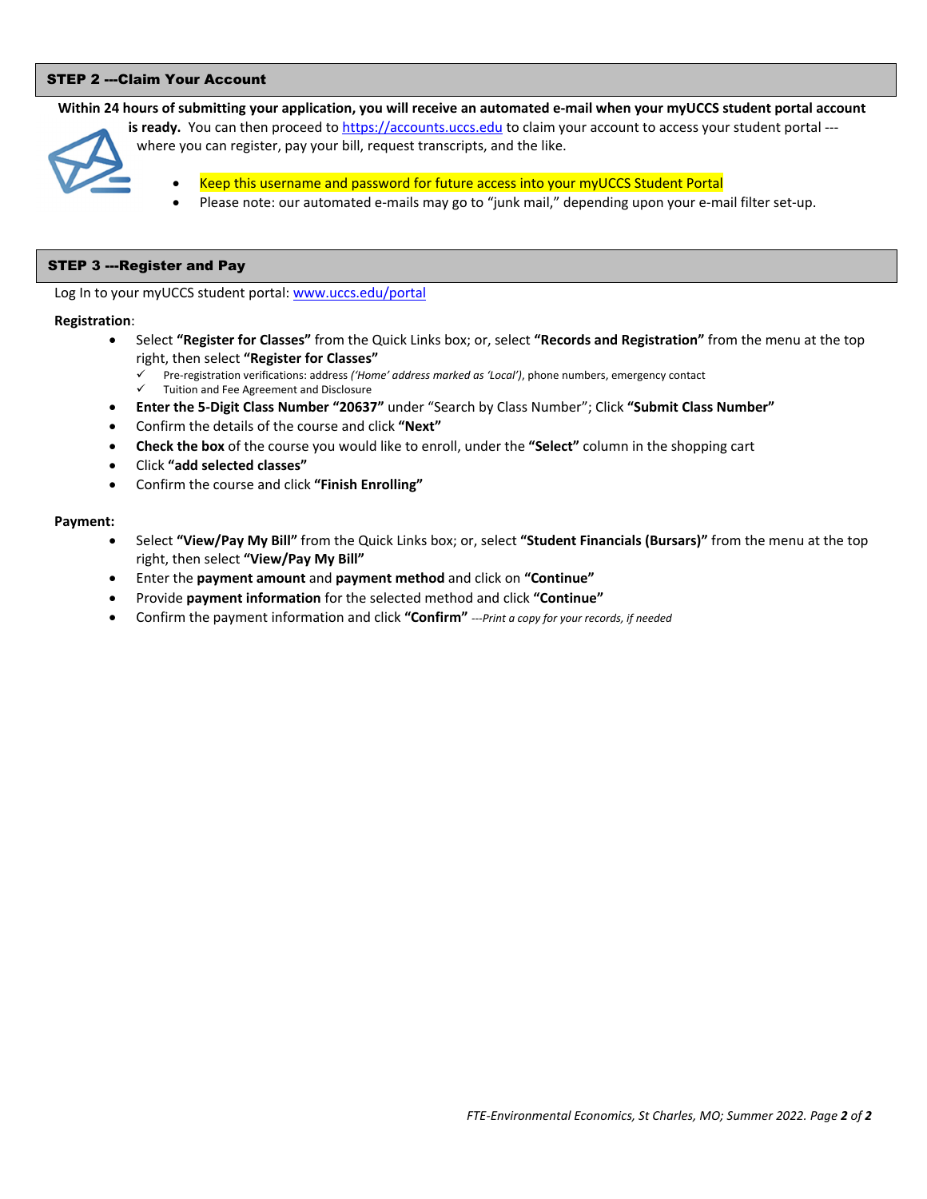## STEP 2 ---Claim Your Account

**Within 24 hours of submitting your application, you will receive an automated e-mail when your myUCCS student portal account is ready.** You can then proceed to https://accounts.uccs.edu to claim your account to access your student portal ---where you can register, pay your bill, request transcripts, and the like.

- Keep this username and password for future access into your myUCCS Student Portal
- Please note: our automated e-mails may go to "junk mail," depending upon your e-mail filter set-up.

## STEP 3 ---Register and Pay

Log In to your myUCCS student portal: www.uccs.edu/portal

**Registration**:

- Select **"Register for Classes"** from the Quick Links box; or, select **"Records and Registration"** from the menu at the top right, then select **"Register for Classes"**
  - ✓ Pre-registration verifications: address *('Home' address marked as 'Local')*, phone numbers, emergency contact
  - ✓ Tuition and Fee Agreement and Disclosure
- **Enter the 5-Digit Class Number "20637"** under "Search by Class Number"; Click **"Submit Class Number"**
- Confirm the details of the course and click **"Next"**
- **Check the box** of the course you would like to enroll, under the **"Select"** column in the shopping cart
- Click **"add selected classes"**
- Confirm the course and click **"Finish Enrolling"**

**Payment:**

- Select **"View/Pay My Bill"** from the Quick Links box; or, select **"Student Financials (Bursars)"** from the menu at the top right, then select **"View/Pay My Bill"**
- Enter the **payment amount** and **payment method** and click on **"Continue"**
- Provide **payment information** for the selected method and click **"Continue"**
- Confirm the payment information and click **"Confirm"** *---Print a copy for your records, if needed*